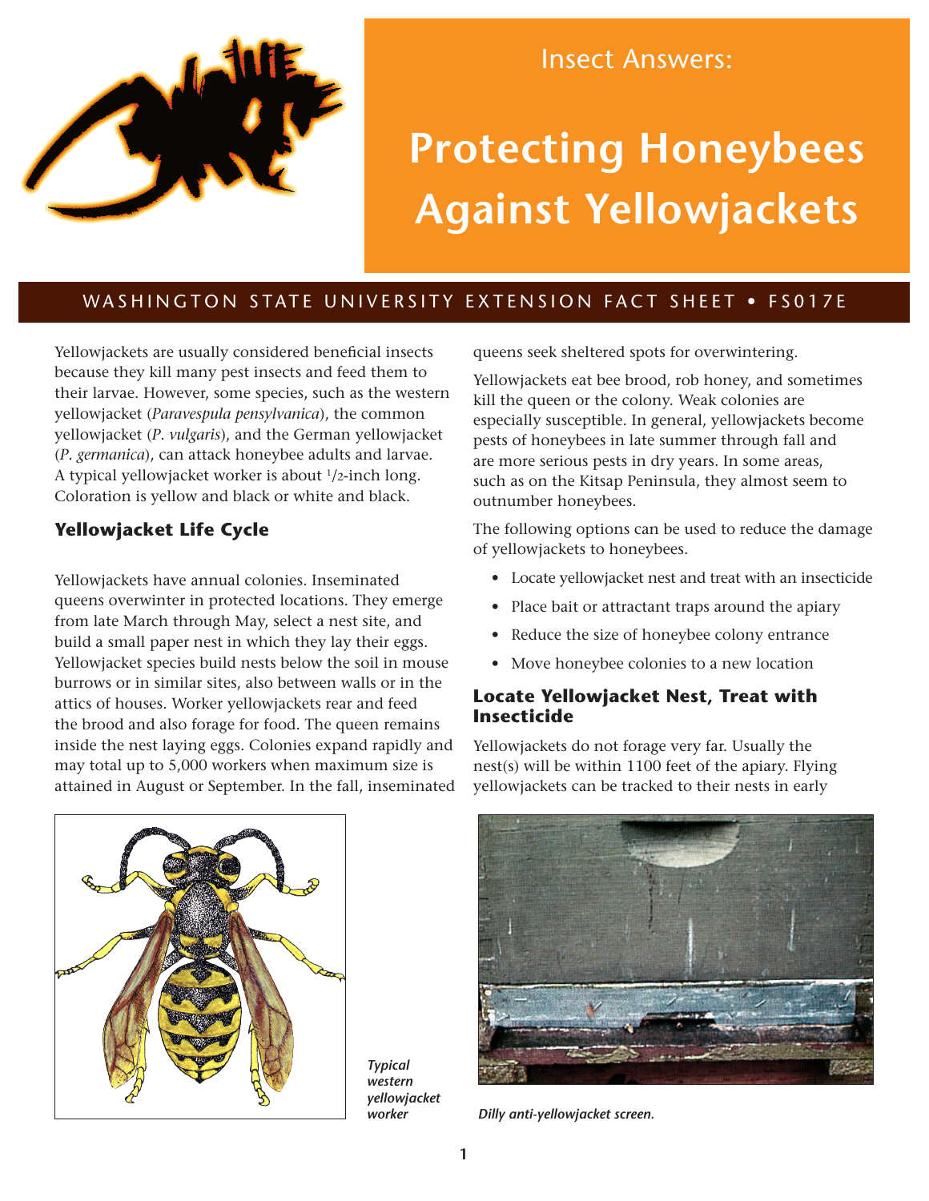Insect Answers:

# Protecting Honeybees Against Yellowjackets

WASHINGTON STATE UNIVERSITY EXTENSION FACT SHEET • FS017E

Yellowjackets are usually considered beneficial insects because they kill many pest insects and feed them to their larvae. However, some species, such as the western yellowjacket (*Paravespula pensylvanica*), the common yellowjacket (*P. vulgaris*), and the German yellowjacket (*P. germanica*), can attack honeybee adults and larvae. A typical yellowjacket worker is about 1/2-inch long. Coloration is yellow and black or white and black.

## Yellowjacket Life Cycle

Yellowjackets have annual colonies. Inseminated queens overwinter in protected locations. They emerge from late March through May, select a nest site, and build a small paper nest in which they lay their eggs. Yellowjacket species build nests below the soil in mouse burrows or in similar sites, also between walls or in the attics of houses. Worker yellowjackets rear and feed the brood and also forage for food. The queen remains inside the nest laying eggs. Colonies expand rapidly and may total up to 5,000 workers when maximum size is attained in August or September. In the fall, inseminated queens seek sheltered spots for overwintering.

Yellowjackets eat bee brood, rob honey, and sometimes kill the queen or the colony. Weak colonies are especially susceptible. In general, yellowjackets become pests of honeybees in late summer through fall and are more serious pests in dry years. In some areas, such as on the Kitsap Peninsula, they almost seem to outnumber honeybees.

The following options can be used to reduce the damage of yellowjackets to honeybees.

- Locate yellowjacket nest and treat with an insecticide
- Place bait or attractant traps around the apiary
- Reduce the size of honeybee colony entrance
- Move honeybee colonies to a new location

## Locate Yellowjacket Nest, Treat with Insecticide

Yellowjackets do not forage very far. Usually the nest(s) will be within 1100 feet of the apiary. Flying yellowjackets can be tracked to their nests in early

*Typical western yellowjacket worker*

*Dilly anti-yellowjacket screen.*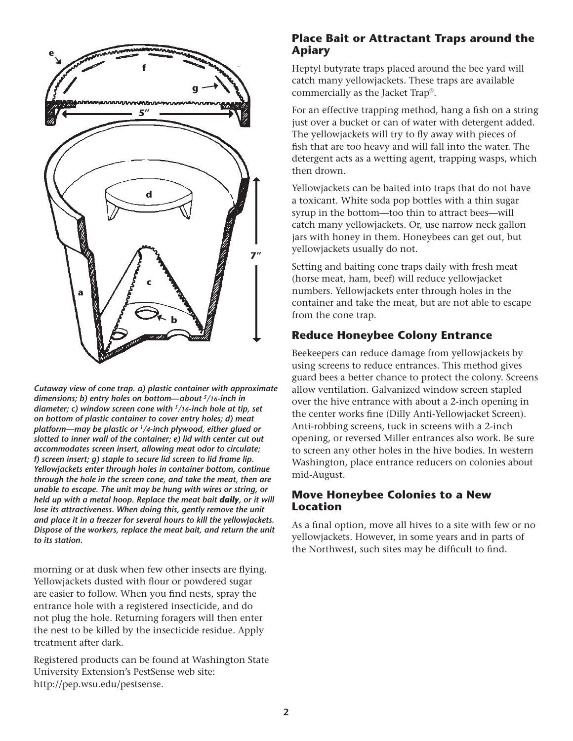*Cutaway view of cone trap. a) plastic container with approximate dimensions; b) entry holes on bottom—about 5/16-inch in diameter; c) window screen cone with 5/16-inch hole at tip, set on bottom of plastic container to cover entry holes; d) meat platform—may be plastic or 1/4-inch plywood, either glued or slotted to inner wall of the container; e) lid with center cut out accommodates screen insert, allowing meat odor to circulate; f) screen insert; g) staple to secure lid screen to lid frame lip. Yellowjackets enter through holes in container bottom, continue through the hole in the screen cone, and take the meat, then are unable to escape. The unit may be hung with wires or string, or held up with a metal hoop. Replace the meat bait **daily**, or it will lose its attractiveness. When doing this, gently remove the unit and place it in a freezer for several hours to kill the yellowjackets. Dispose of the workers, replace the meat bait, and return the unit to its station.*

morning or at dusk when few other insects are flying. Yellowjackets dusted with flour or powdered sugar are easier to follow. When you find nests, spray the entrance hole with a registered insecticide, and do not plug the hole. Returning foragers will then enter the nest to be killed by the insecticide residue. Apply treatment after dark.

Registered products can be found at Washington State University Extension's PestSense web site: http://pep.wsu.edu/pestsense.

## Place Bait or Attractant Traps around the Apiary

Heptyl butyrate traps placed around the bee yard will catch many yellowjackets. These traps are available commercially as the Jacket Trap®.

For an effective trapping method, hang a fish on a string just over a bucket or can of water with detergent added. The yellowjackets will try to fly away with pieces of fish that are too heavy and will fall into the water. The detergent acts as a wetting agent, trapping wasps, which then drown.

Yellowjackets can be baited into traps that do not have a toxicant. White soda pop bottles with a thin sugar syrup in the bottom—too thin to attract bees—will catch many yellowjackets. Or, use narrow neck gallon jars with honey in them. Honeybees can get out, but yellowjackets usually do not.

Setting and baiting cone traps daily with fresh meat (horse meat, ham, beef) will reduce yellowjacket numbers. Yellowjackets enter through holes in the container and take the meat, but are not able to escape from the cone trap.

## Reduce Honeybee Colony Entrance

Beekeepers can reduce damage from yellowjackets by using screens to reduce entrances. This method gives guard bees a better chance to protect the colony. Screens allow ventilation. Galvanized window screen stapled over the hive entrance with about a 2-inch opening in the center works fine (Dilly Anti-Yellowjacket Screen). Anti-robbing screens, tuck in screens with a 2-inch opening, or reversed Miller entrances also work. Be sure to screen any other holes in the hive bodies. In western Washington, place entrance reducers on colonies about mid-August.

## Move Honeybee Colonies to a New Location

As a final option, move all hives to a site with few or no yellowjackets. However, in some years and in parts of the Northwest, such sites may be difficult to find.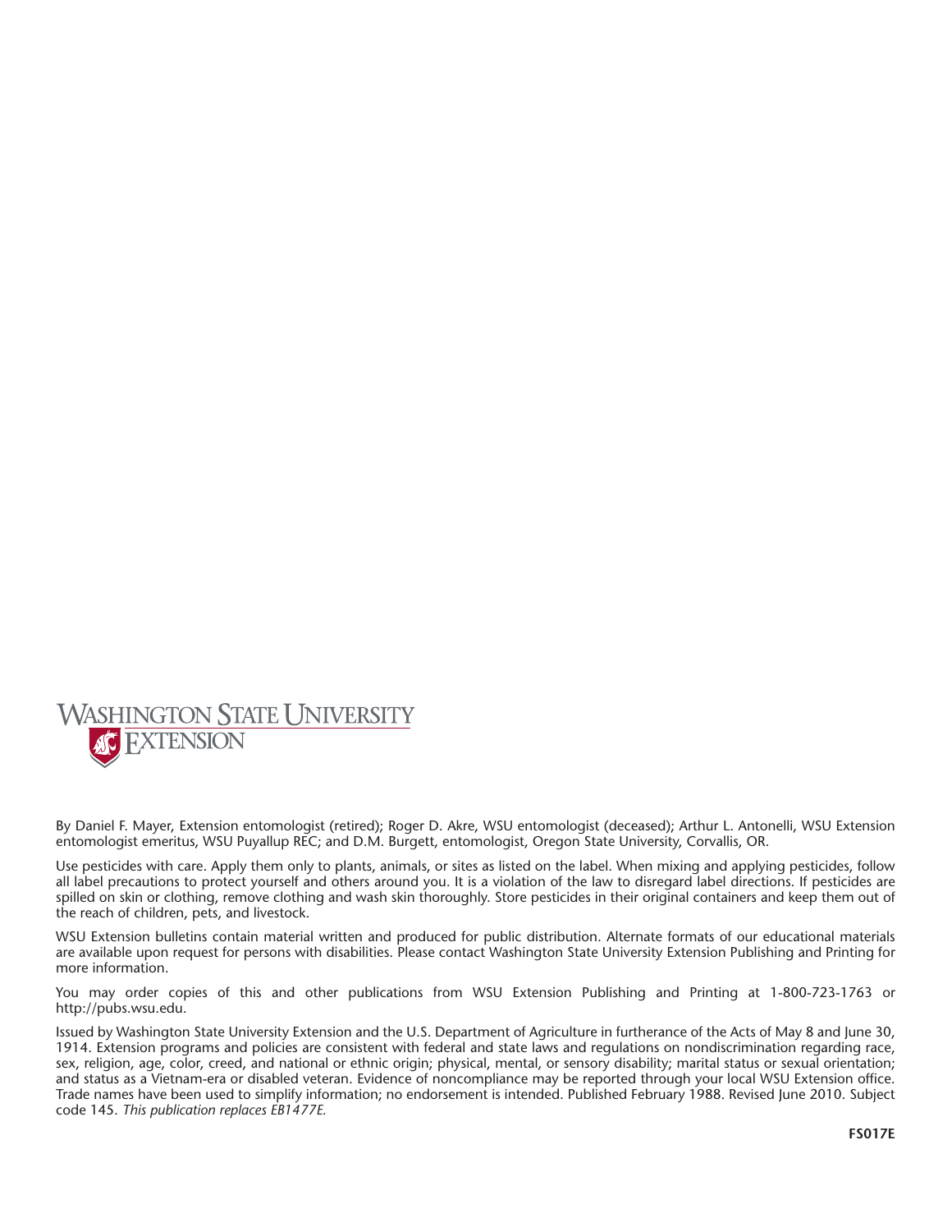WASHINGTON STATE UNIVERSITY EXTENSION

By Daniel F. Mayer, Extension entomologist (retired); Roger D. Akre, WSU entomologist (deceased); Arthur L. Antonelli, WSU Extension entomologist emeritus, WSU Puyallup REC; and D.M. Burgett, entomologist, Oregon State University, Corvallis, OR.

Use pesticides with care. Apply them only to plants, animals, or sites as listed on the label. When mixing and applying pesticides, follow all label precautions to protect yourself and others around you. It is a violation of the law to disregard label directions. If pesticides are spilled on skin or clothing, remove clothing and wash skin thoroughly. Store pesticides in their original containers and keep them out of the reach of children, pets, and livestock.

WSU Extension bulletins contain material written and produced for public distribution. Alternate formats of our educational materials are available upon request for persons with disabilities. Please contact Washington State University Extension Publishing and Printing for more information.

You may order copies of this and other publications from WSU Extension Publishing and Printing at 1-800-723-1763 or http://pubs.wsu.edu.

Issued by Washington State University Extension and the U.S. Department of Agriculture in furtherance of the Acts of May 8 and June 30, 1914. Extension programs and policies are consistent with federal and state laws and regulations on nondiscrimination regarding race, sex, religion, age, color, creed, and national or ethnic origin; physical, mental, or sensory disability; marital status or sexual orientation; and status as a Vietnam-era or disabled veteran. Evidence of noncompliance may be reported through your local WSU Extension office. Trade names have been used to simplify information; no endorsement is intended. Published February 1988. Revised June 2010. Subject code 145. *This publication replaces EB1477E.*

**FS017E**